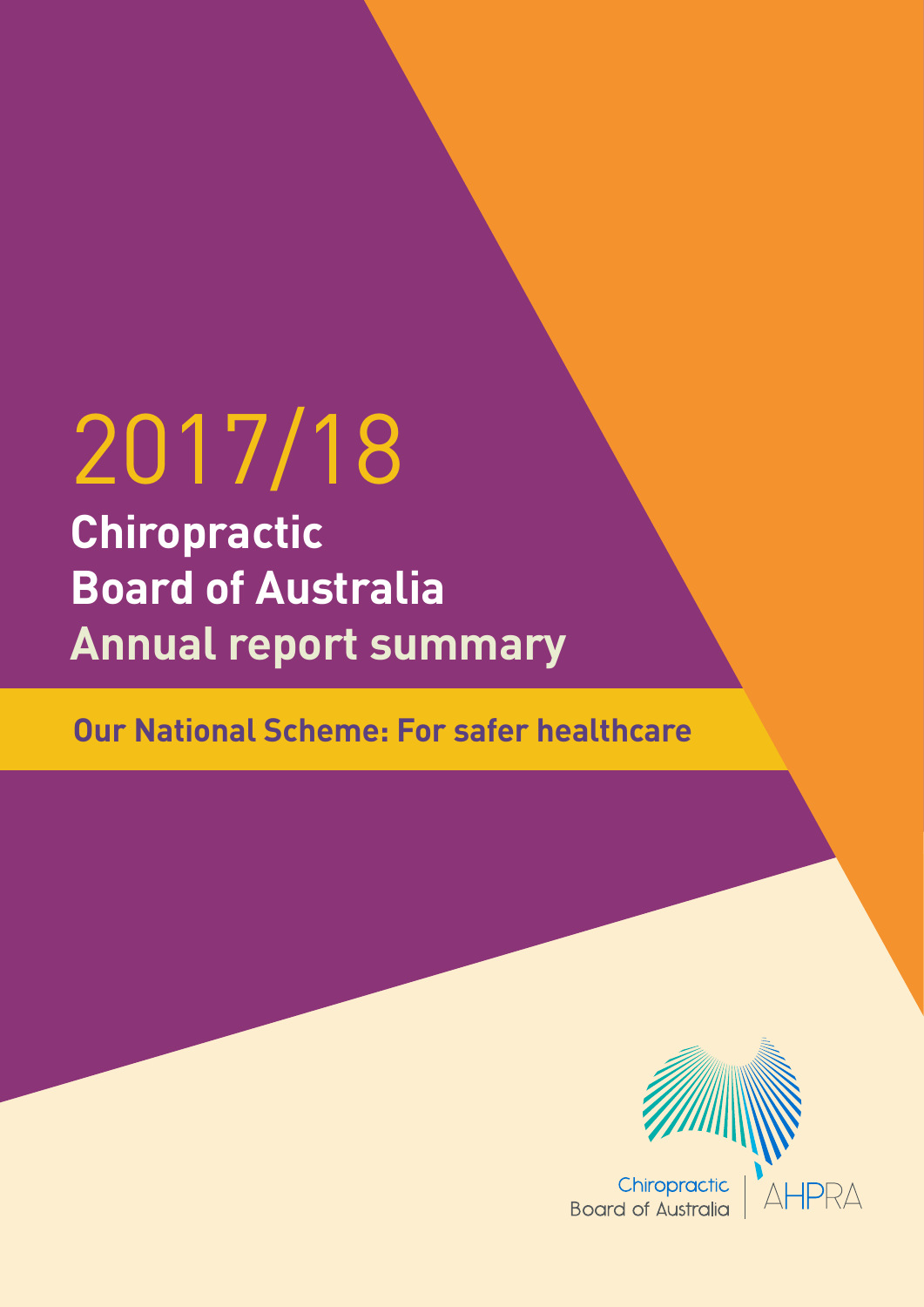# 2017/18

# Chiropractic Board of Australia Annual report summary

## Our National Scheme: For safer healthcare

Chiropractic Board of Australia | AHPRA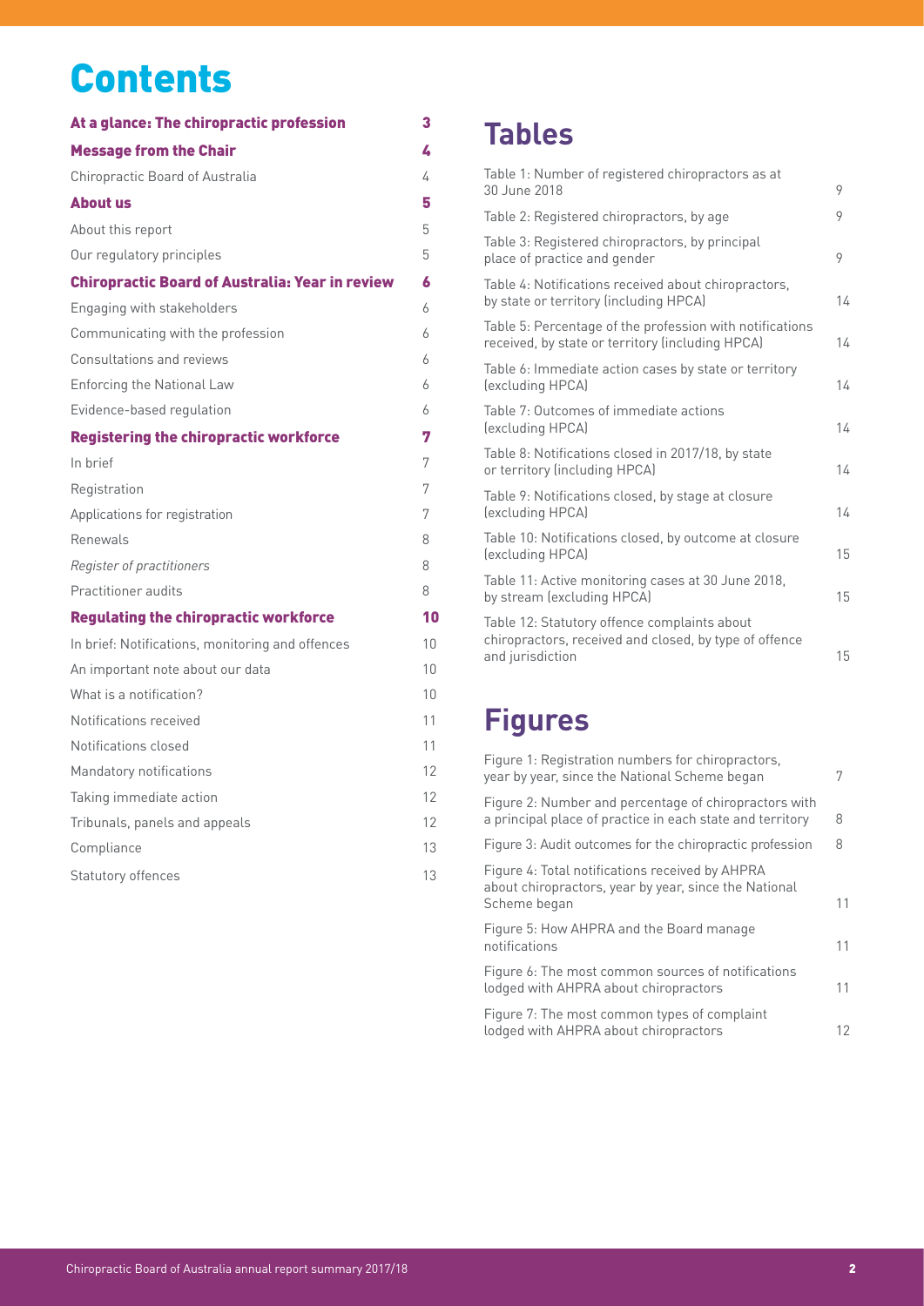# Contents

| | |
|---|---|
| **At a glance: The chiropractic profession** | **3** |
| **Message from the Chair** | **4** |
| Chiropractic Board of Australia | 4 |
| **About us** | **5** |
| About this report | 5 |
| Our regulatory principles | 5 |
| **Chiropractic Board of Australia: Year in review** | **6** |
| Engaging with stakeholders | 6 |
| Communicating with the profession | 6 |
| Consultations and reviews | 6 |
| Enforcing the National Law | 6 |
| Evidence-based regulation | 6 |
| **Registering the chiropractic workforce** | **7** |
| In brief | 7 |
| Registration | 7 |
| Applications for registration | 7 |
| Renewals | 8 |
| *Register of practitioners* | 8 |
| Practitioner audits | 8 |
| **Regulating the chiropractic workforce** | **10** |
| In brief: Notifications, monitoring and offences | 10 |
| An important note about our data | 10 |
| What is a notification? | 10 |
| Notifications received | 11 |
| Notifications closed | 11 |
| Mandatory notifications | 12 |
| Taking immediate action | 12 |
| Tribunals, panels and appeals | 12 |
| Compliance | 13 |
| Statutory offences | 13 |

## Tables

| | |
|---|---|
| Table 1: Number of registered chiropractors as at 30 June 2018 | 9 |
| Table 2: Registered chiropractors, by age | 9 |
| Table 3: Registered chiropractors, by principal place of practice and gender | 9 |
| Table 4: Notifications received about chiropractors, by state or territory (including HPCA) | 14 |
| Table 5: Percentage of the profession with notifications received, by state or territory (including HPCA) | 14 |
| Table 6: Immediate action cases by state or territory (excluding HPCA) | 14 |
| Table 7: Outcomes of immediate actions (excluding HPCA) | 14 |
| Table 8: Notifications closed in 2017/18, by state or territory (including HPCA) | 14 |
| Table 9: Notifications closed, by stage at closure (excluding HPCA) | 14 |
| Table 10: Notifications closed, by outcome at closure (excluding HPCA) | 15 |
| Table 11: Active monitoring cases at 30 June 2018, by stream (excluding HPCA) | 15 |
| Table 12: Statutory offence complaints about chiropractors, received and closed, by type of offence and jurisdiction | 15 |

## Figures

| | |
|---|---|
| Figure 1: Registration numbers for chiropractors, year by year, since the National Scheme began | 7 |
| Figure 2: Number and percentage of chiropractors with a principal place of practice in each state and territory | 8 |
| Figure 3: Audit outcomes for the chiropractic profession | 8 |
| Figure 4: Total notifications received by AHPRA about chiropractors, year by year, since the National Scheme began | 11 |
| Figure 5: How AHPRA and the Board manage notifications | 11 |
| Figure 6: The most common sources of notifications lodged with AHPRA about chiropractors | 11 |
| Figure 7: The most common types of complaint lodged with AHPRA about chiropractors | 12 |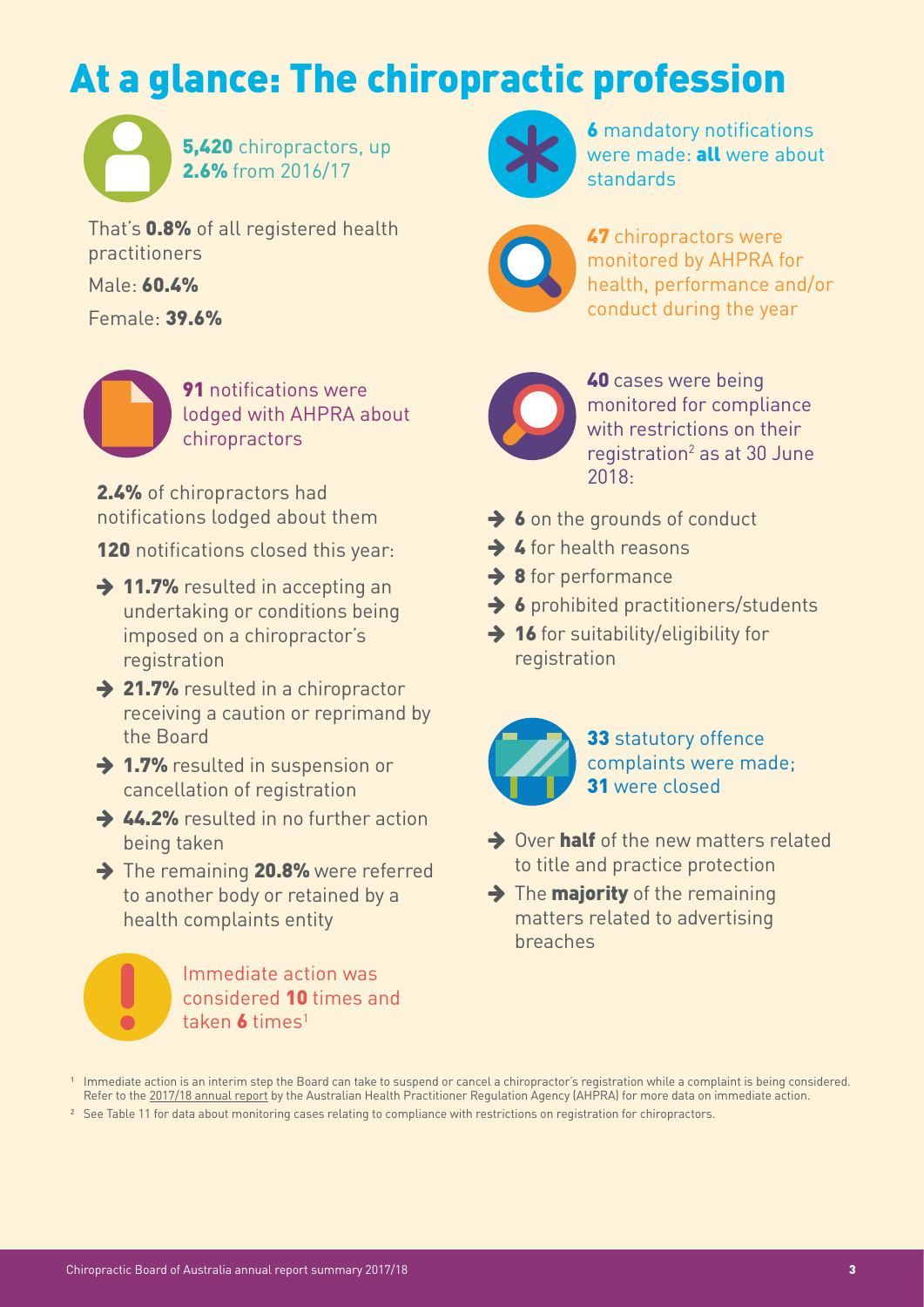# At a glance: The chiropractic profession

**5,420** chiropractors, up **2.6%** from 2016/17

That's **0.8%** of all registered health practitioners

Male: **60.4%**

Female: **39.6%**

**91** notifications were lodged with AHPRA about chiropractors

**2.4%** of chiropractors had notifications lodged about them

**120** notifications closed this year:

- **11.7%** resulted in accepting an undertaking or conditions being imposed on a chiropractor's registration
- **21.7%** resulted in a chiropractor receiving a caution or reprimand by the Board
- **1.7%** resulted in suspension or cancellation of registration
- **44.2%** resulted in no further action being taken
- The remaining **20.8%** were referred to another body or retained by a health complaints entity

Immediate action was considered **10** times and taken **6** times[1]

**6** mandatory notifications were made: **all** were about standards

**47** chiropractors were monitored by AHPRA for health, performance and/or conduct during the year

**40** cases were being monitored for compliance with restrictions on their registration[2] as at 30 June 2018:

- **6** on the grounds of conduct
- **4** for health reasons
- **8** for performance
- **6** prohibited practitioners/students
- **16** for suitability/eligibility for registration

**33** statutory offence complaints were made; **31** were closed

- Over **half** of the new matters related to title and practice protection
- The **majority** of the remaining matters related to advertising breaches

[1] Immediate action is an interim step the Board can take to suspend or cancel a chiropractor's registration while a complaint is being considered. Refer to the 2017/18 annual report by the Australian Health Practitioner Regulation Agency (AHPRA) for more data on immediate action.

[2] See Table 11 for data about monitoring cases relating to compliance with restrictions on registration for chiropractors.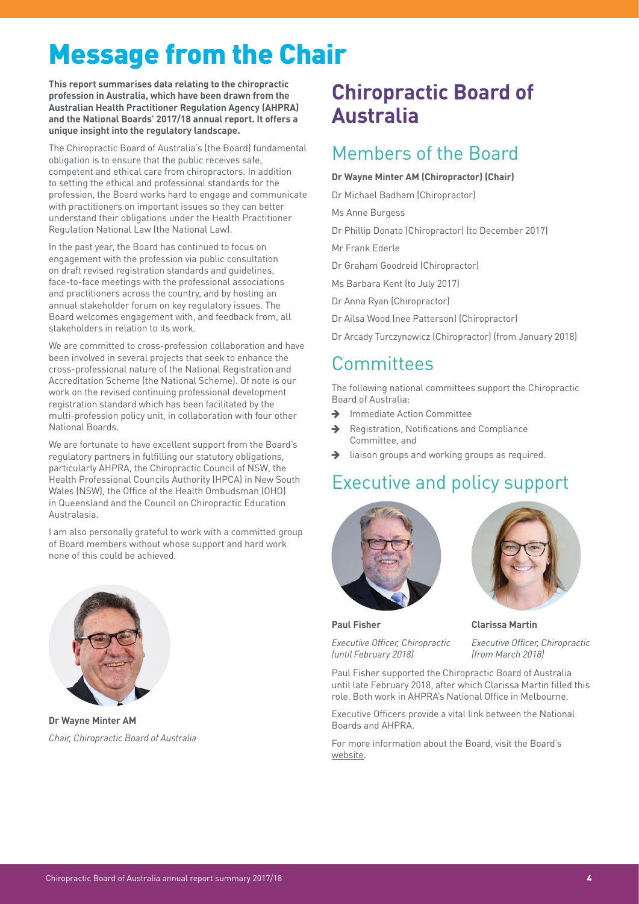# Message from the Chair

**This report summarises data relating to the chiropractic profession in Australia, which have been drawn from the Australian Health Practitioner Regulation Agency (AHPRA) and the National Boards' 2017/18 annual report. It offers a unique insight into the regulatory landscape.**

The Chiropractic Board of Australia's (the Board) fundamental obligation is to ensure that the public receives safe, competent and ethical care from chiropractors. In addition to setting the ethical and professional standards for the profession, the Board works hard to engage and communicate with practitioners on important issues so they can better understand their obligations under the Health Practitioner Regulation National Law (the National Law).

In the past year, the Board has continued to focus on engagement with the profession via public consultation on draft revised registration standards and guidelines, face-to-face meetings with the professional associations and practitioners across the country, and by hosting an annual stakeholder forum on key regulatory issues. The Board welcomes engagement with, and feedback from, all stakeholders in relation to its work.

We are committed to cross-profession collaboration and have been involved in several projects that seek to enhance the cross-professional nature of the National Registration and Accreditation Scheme (the National Scheme). Of note is our work on the revised continuing professional development registration standard which has been facilitated by the multi-profession policy unit, in collaboration with four other National Boards.

We are fortunate to have excellent support from the Board's regulatory partners in fulfilling our statutory obligations, particularly AHPRA, the Chiropractic Council of NSW, the Health Professional Councils Authority (HPCA) in New South Wales (NSW), the Office of the Health Ombudsman (OHO) in Queensland and the Council on Chiropractic Education Australasia.

I am also personally grateful to work with a committed group of Board members without whose support and hard work none of this could be achieved.

**Dr Wayne Minter AM**
*Chair, Chiropractic Board of Australia*

## Chiropractic Board of Australia

### Members of the Board

**Dr Wayne Minter AM (Chiropractor) (Chair)**

Dr Michael Badham (Chiropractor)

Ms Anne Burgess

Dr Phillip Donato (Chiropractor) (to December 2017)

Mr Frank Ederle

Dr Graham Goodreid (Chiropractor)

Ms Barbara Kent (to July 2017)

Dr Anna Ryan (Chiropractor)

Dr Ailsa Wood (nee Patterson) (Chiropractor)

Dr Arcady Turczynowicz (Chiropractor) (from January 2018)

### Committees

The following national committees support the Chiropractic Board of Australia:

- Immediate Action Committee
- Registration, Notifications and Compliance Committee, and
- liaison groups and working groups as required.

### Executive and policy support

**Paul Fisher**
*Executive Officer, Chiropractic (until February 2018)*

**Clarissa Martin**
*Executive Officer, Chiropractic (from March 2018)*

Paul Fisher supported the Chiropractic Board of Australia until late February 2018, after which Clarissa Martin filled this role. Both work in AHPRA's National Office in Melbourne.

Executive Officers provide a vital link between the National Boards and AHPRA.

For more information about the Board, visit the Board's website.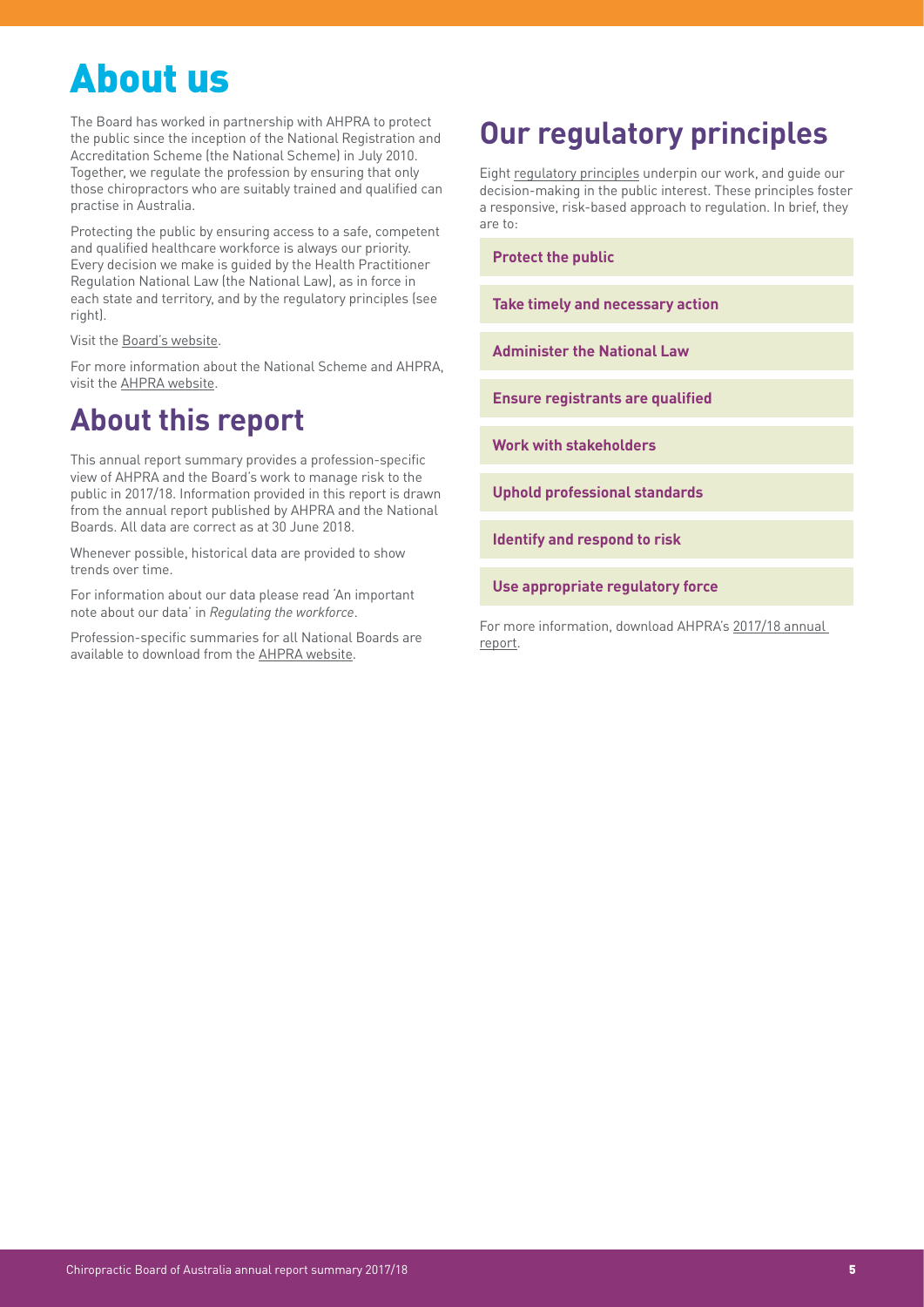# About us

The Board has worked in partnership with AHPRA to protect the public since the inception of the National Registration and Accreditation Scheme (the National Scheme) in July 2010. Together, we regulate the profession by ensuring that only those chiropractors who are suitably trained and qualified can practise in Australia.

Protecting the public by ensuring access to a safe, competent and qualified healthcare workforce is always our priority. Every decision we make is guided by the Health Practitioner Regulation National Law (the National Law), as in force in each state and territory, and by the regulatory principles (see right).

Visit the Board's website.

For more information about the National Scheme and AHPRA, visit the AHPRA website.

## About this report

This annual report summary provides a profession-specific view of AHPRA and the Board's work to manage risk to the public in 2017/18. Information provided in this report is drawn from the annual report published by AHPRA and the National Boards. All data are correct as at 30 June 2018.

Whenever possible, historical data are provided to show trends over time.

For information about our data please read 'An important note about our data' in *Regulating the workforce*.

Profession-specific summaries for all National Boards are available to download from the AHPRA website.

## Our regulatory principles

Eight regulatory principles underpin our work, and guide our decision-making in the public interest. These principles foster a responsive, risk-based approach to regulation. In brief, they are to:

- **Protect the public**
- **Take timely and necessary action**
- **Administer the National Law**
- **Ensure registrants are qualified**
- **Work with stakeholders**
- **Uphold professional standards**
- **Identify and respond to risk**
- **Use appropriate regulatory force**

For more information, download AHPRA's 2017/18 annual report.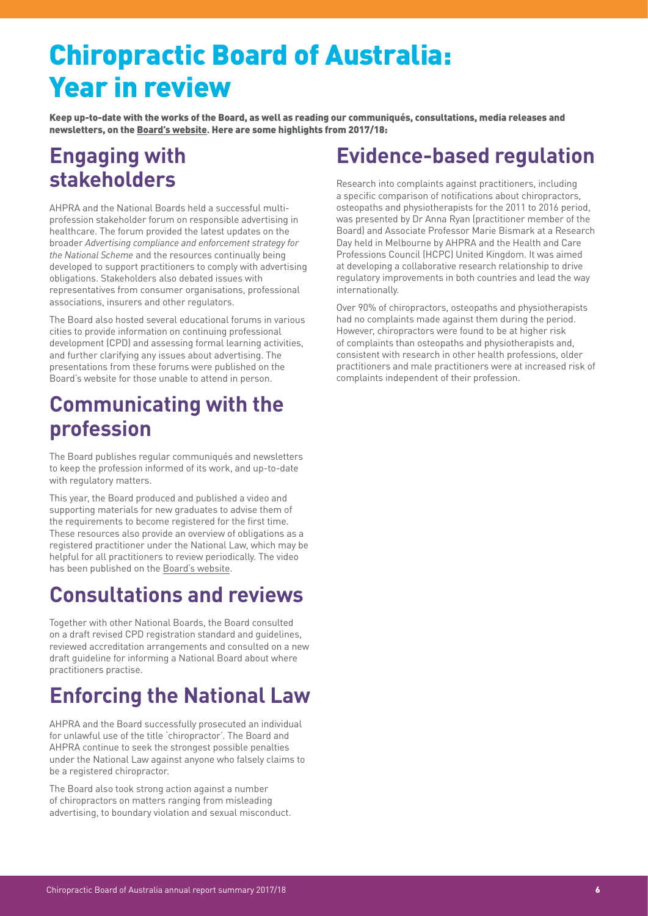# Chiropractic Board of Australia: Year in review

**Keep up-to-date with the works of the Board, as well as reading our communiqués, consultations, media releases and newsletters, on the Board's website. Here are some highlights from 2017/18:**

## Engaging with stakeholders

AHPRA and the National Boards held a successful multi-profession stakeholder forum on responsible advertising in healthcare. The forum provided the latest updates on the broader *Advertising compliance and enforcement strategy for the National Scheme* and the resources continually being developed to support practitioners to comply with advertising obligations. Stakeholders also debated issues with representatives from consumer organisations, professional associations, insurers and other regulators.

The Board also hosted several educational forums in various cities to provide information on continuing professional development (CPD) and assessing formal learning activities, and further clarifying any issues about advertising. The presentations from these forums were published on the Board's website for those unable to attend in person.

## Communicating with the profession

The Board publishes regular communiqués and newsletters to keep the profession informed of its work, and up-to-date with regulatory matters.

This year, the Board produced and published a video and supporting materials for new graduates to advise them of the requirements to become registered for the first time. These resources also provide an overview of obligations as a registered practitioner under the National Law, which may be helpful for all practitioners to review periodically. The video has been published on the Board's website.

## Consultations and reviews

Together with other National Boards, the Board consulted on a draft revised CPD registration standard and guidelines, reviewed accreditation arrangements and consulted on a new draft guideline for informing a National Board about where practitioners practise.

## Enforcing the National Law

AHPRA and the Board successfully prosecuted an individual for unlawful use of the title 'chiropractor'. The Board and AHPRA continue to seek the strongest possible penalties under the National Law against anyone who falsely claims to be a registered chiropractor.

The Board also took strong action against a number of chiropractors on matters ranging from misleading advertising, to boundary violation and sexual misconduct.

## Evidence-based regulation

Research into complaints against practitioners, including a specific comparison of notifications about chiropractors, osteopaths and physiotherapists for the 2011 to 2016 period, was presented by Dr Anna Ryan (practitioner member of the Board) and Associate Professor Marie Bismark at a Research Day held in Melbourne by AHPRA and the Health and Care Professions Council (HCPC) United Kingdom. It was aimed at developing a collaborative research relationship to drive regulatory improvements in both countries and lead the way internationally.

Over 90% of chiropractors, osteopaths and physiotherapists had no complaints made against them during the period. However, chiropractors were found to be at higher risk of complaints than osteopaths and physiotherapists and, consistent with research in other health professions, older practitioners and male practitioners were at increased risk of complaints independent of their profession.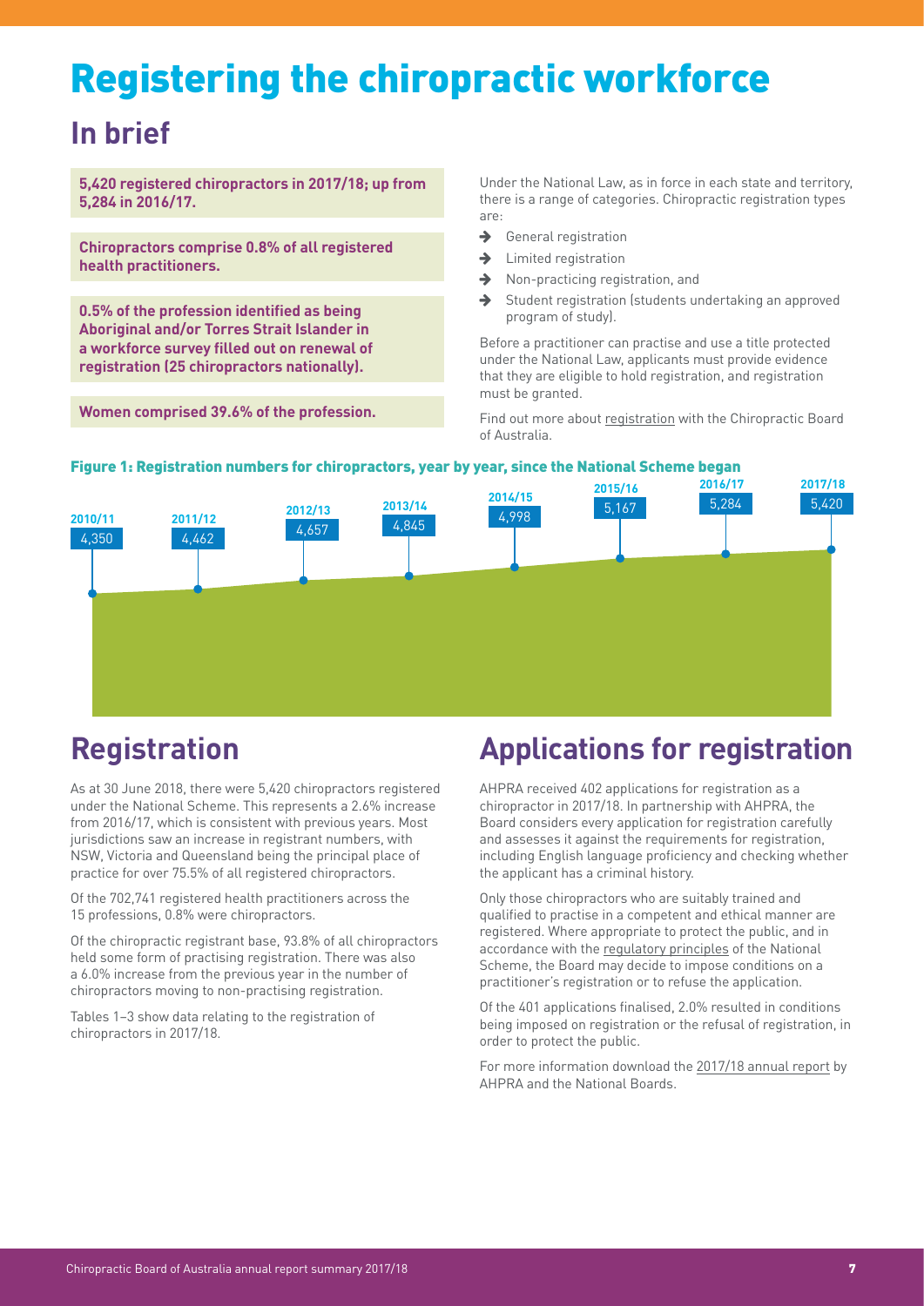# Registering the chiropractic workforce

## In brief

**5,420 registered chiropractors in 2017/18; up from 5,284 in 2016/17.**

**Chiropractors comprise 0.8% of all registered health practitioners.**

**0.5% of the profession identified as being Aboriginal and/or Torres Strait Islander in a workforce survey filled out on renewal of registration (25 chiropractors nationally).**

**Women comprised 39.6% of the profession.**

Under the National Law, as in force in each state and territory, there is a range of categories. Chiropractic registration types are:

- General registration
- Limited registration
- Non-practicing registration, and
- Student registration (students undertaking an approved program of study).

Before a practitioner can practise and use a title protected under the National Law, applicants must provide evidence that they are eligible to hold registration, and registration must be granted.

Find out more about registration with the Chiropractic Board of Australia.

**Figure 1: Registration numbers for chiropractors, year by year, since the National Scheme began**

| 2010/11 | 2011/12 | 2012/13 | 2013/14 | 2014/15 | 2015/16 | 2016/17 | 2017/18 |
|---|---|---|---|---|---|---|---|
| 4,350 | 4,462 | 4,657 | 4,845 | 4,998 | 5,167 | 5,284 | 5,420 |

## Registration

As at 30 June 2018, there were 5,420 chiropractors registered under the National Scheme. This represents a 2.6% increase from 2016/17, which is consistent with previous years. Most jurisdictions saw an increase in registrant numbers, with NSW, Victoria and Queensland being the principal place of practice for over 75.5% of all registered chiropractors.

Of the 702,741 registered health practitioners across the 15 professions, 0.8% were chiropractors.

Of the chiropractic registrant base, 93.8% of all chiropractors held some form of practising registration. There was also a 6.0% increase from the previous year in the number of chiropractors moving to non-practising registration.

Tables 1–3 show data relating to the registration of chiropractors in 2017/18.

## Applications for registration

AHPRA received 402 applications for registration as a chiropractor in 2017/18. In partnership with AHPRA, the Board considers every application for registration carefully and assesses it against the requirements for registration, including English language proficiency and checking whether the applicant has a criminal history.

Only those chiropractors who are suitably trained and qualified to practise in a competent and ethical manner are registered. Where appropriate to protect the public, and in accordance with the regulatory principles of the National Scheme, the Board may decide to impose conditions on a practitioner's registration or to refuse the application.

Of the 401 applications finalised, 2.0% resulted in conditions being imposed on registration or the refusal of registration, in order to protect the public.

For more information download the 2017/18 annual report by AHPRA and the National Boards.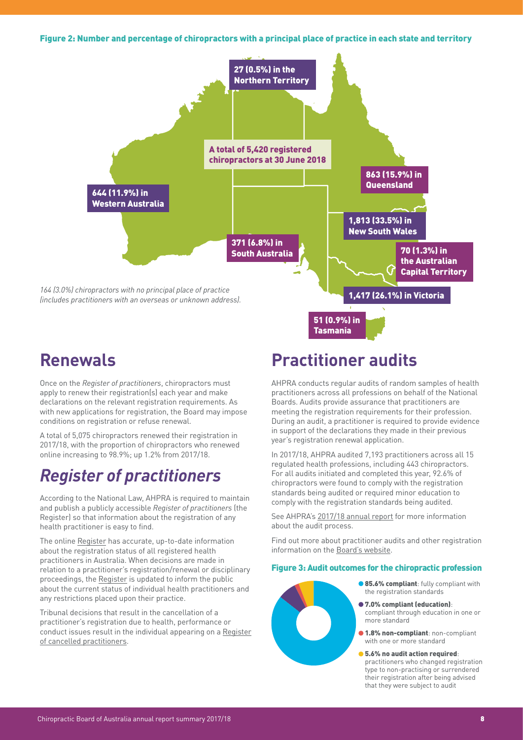#### Figure 2: Number and percentage of chiropractors with a principal place of practice in each state and territory

A total of 5,420 registered chiropractors at 30 June 2018

27 (0.5%) in the Northern Territory

863 (15.9%) in Queensland

644 (11.9%) in Western Australia

1,813 (33.5%) in New South Wales

371 (6.8%) in South Australia

70 (1.3%) in the Australian Capital Territory

1,417 (26.1%) in Victoria

51 (0.9%) in Tasmania

*164 (3.0%) chiropractors with no principal place of practice (includes practitioners with an overseas or unknown address).*

## Renewals

Once on the *Register of practitioners*, chiropractors must apply to renew their registration(s) each year and make declarations on the relevant registration requirements. As with new applications for registration, the Board may impose conditions on registration or refuse renewal.

A total of 5,075 chiropractors renewed their registration in 2017/18, with the proportion of chiropractors who renewed online increasing to 98.9%; up 1.2% from 2017/18.

## *Register of practitioners*

According to the National Law, AHPRA is required to maintain and publish a publicly accessible *Register of practitioners* (the Register) so that information about the registration of any health practitioner is easy to find.

The online Register has accurate, up-to-date information about the registration status of all registered health practitioners in Australia. When decisions are made in relation to a practitioner's registration/renewal or disciplinary proceedings, the Register is updated to inform the public about the current status of individual health practitioners and any restrictions placed upon their practice.

Tribunal decisions that result in the cancellation of a practitioner's registration due to health, performance or conduct issues result in the individual appearing on a Register of cancelled practitioners.

## Practitioner audits

AHPRA conducts regular audits of random samples of health practitioners across all professions on behalf of the National Boards. Audits provide assurance that practitioners are meeting the registration requirements for their profession. During an audit, a practitioner is required to provide evidence in support of the declarations they made in their previous year's registration renewal application.

In 2017/18, AHPRA audited 7,193 practitioners across all 15 regulated health professions, including 443 chiropractors. For all audits initiated and completed this year, 92.6% of chiropractors were found to comply with the registration standards being audited or required minor education to comply with the registration standards being audited.

See AHPRA's 2017/18 annual report for more information about the audit process.

Find out more about practitioner audits and other registration information on the Board's website.

#### Figure 3: Audit outcomes for the chiropractic profession

- **85.6% compliant**: fully compliant with the registration standards
- **7.0% compliant (education)**: compliant through education in one or more standard
- **1.8% non-compliant**: non-compliant with one or more standard
- **5.6% no audit action required**: practitioners who changed registration type to non-practising or surrendered their registration after being advised that they were subject to audit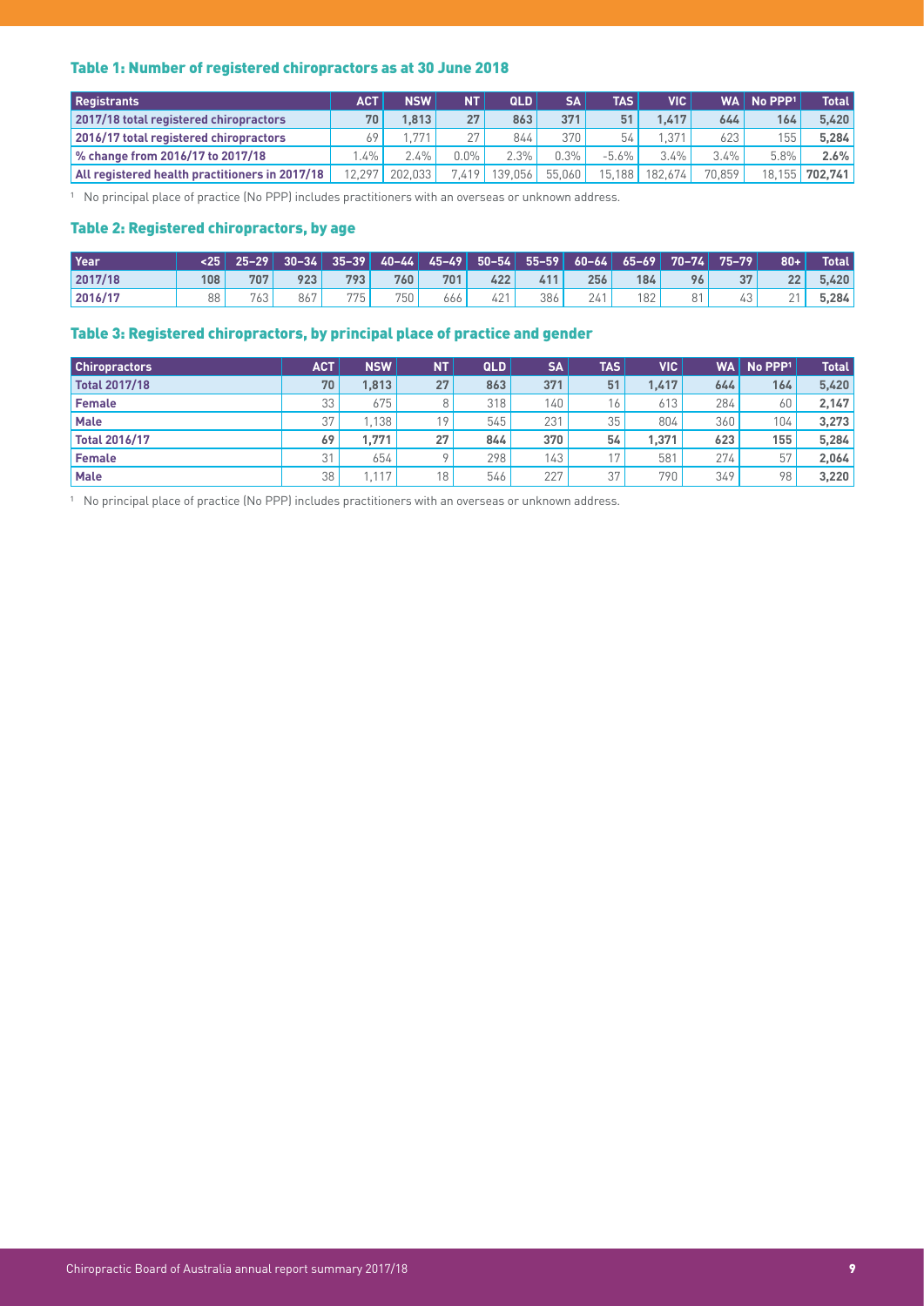### Table 1: Number of registered chiropractors as at 30 June 2018

| Registrants | ACT | NSW | NT | QLD | SA | TAS | VIC | WA | No PPP[1] | Total |
|---|---|---|---|---|---|---|---|---|---|---|
| **2017/18 total registered chiropractors** | **70** | **1,813** | **27** | **863** | **371** | **51** | **1,417** | **644** | **164** | **5,420** |
| **2016/17 total registered chiropractors** | 69 | 1,771 | 27 | 844 | 370 | 54 | 1,371 | 623 | 155 | **5,284** |
| **% change from 2016/17 to 2017/18** | 1.4% | 2.4% | 0.0% | 2.3% | 0.3% | -5.6% | 3.4% | 3.4% | 5.8% | **2.6%** |
| **All registered health practitioners in 2017/18** | 12,297 | 202,033 | 7,419 | 139,056 | 55,060 | 15,188 | 182,674 | 70,859 | 18,155 | **702,741** |

[1] No principal place of practice (No PPP) includes practitioners with an overseas or unknown address.

### Table 2: Registered chiropractors, by age

| Year | <25 | 25–29 | 30–34 | 35–39 | 40–44 | 45–49 | 50–54 | 55–59 | 60–64 | 65–69 | 70–74 | 75–79 | 80+ | Total |
|---|---|---|---|---|---|---|---|---|---|---|---|---|---|---|
| **2017/18** | **108** | **707** | **923** | **793** | **760** | **701** | **422** | **411** | **256** | **184** | **96** | **37** | **22** | **5,420** |
| **2016/17** | 88 | 763 | 867 | 775 | 750 | 666 | 421 | 386 | 241 | 182 | 81 | 43 | 21 | **5,284** |

### Table 3: Registered chiropractors, by principal place of practice and gender

| Chiropractors | ACT | NSW | NT | QLD | SA | TAS | VIC | WA | No PPP[1] | Total |
|---|---|---|---|---|---|---|---|---|---|---|
| **Total 2017/18** | **70** | **1,813** | **27** | **863** | **371** | **51** | **1,417** | **644** | **164** | **5,420** |
| **Female** | 33 | 675 | 8 | 318 | 140 | 16 | 613 | 284 | 60 | **2,147** |
| **Male** | 37 | 1,138 | 19 | 545 | 231 | 35 | 804 | 360 | 104 | **3,273** |
| **Total 2016/17** | **69** | **1,771** | **27** | **844** | **370** | **54** | **1,371** | **623** | **155** | **5,284** |
| **Female** | 31 | 654 | 9 | 298 | 143 | 17 | 581 | 274 | 57 | **2,064** |
| **Male** | 38 | 1,117 | 18 | 546 | 227 | 37 | 790 | 349 | 98 | **3,220** |

[1] No principal place of practice (No PPP) includes practitioners with an overseas or unknown address.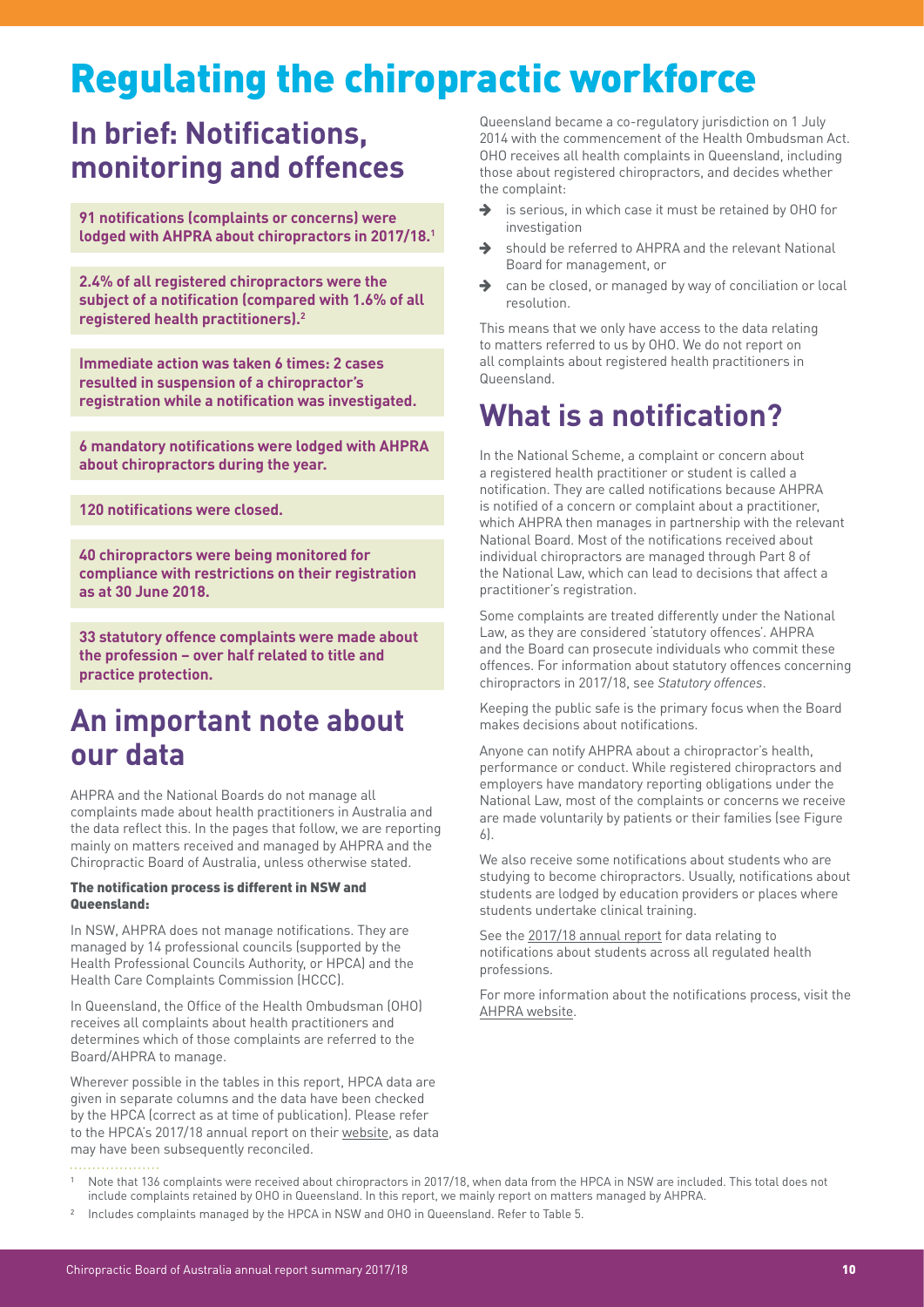# Regulating the chiropractic workforce

## In brief: Notifications, monitoring and offences

**91 notifications (complaints or concerns) were lodged with AHPRA about chiropractors in 2017/18.[1]**

**2.4% of all registered chiropractors were the subject of a notification (compared with 1.6% of all registered health practitioners).[2]**

**Immediate action was taken 6 times: 2 cases resulted in suspension of a chiropractor's registration while a notification was investigated.**

**6 mandatory notifications were lodged with AHPRA about chiropractors during the year.**

**120 notifications were closed.**

**40 chiropractors were being monitored for compliance with restrictions on their registration as at 30 June 2018.**

**33 statutory offence complaints were made about the profession – over half related to title and practice protection.**

## An important note about our data

AHPRA and the National Boards do not manage all complaints made about health practitioners in Australia and the data reflect this. In the pages that follow, we are reporting mainly on matters received and managed by AHPRA and the Chiropractic Board of Australia, unless otherwise stated.

#### The notification process is different in NSW and Queensland:

In NSW, AHPRA does not manage notifications. They are managed by 14 professional councils (supported by the Health Professional Councils Authority, or HPCA) and the Health Care Complaints Commission (HCCC).

In Queensland, the Office of the Health Ombudsman (OHO) receives all complaints about health practitioners and determines which of those complaints are referred to the Board/AHPRA to manage.

Wherever possible in the tables in this report, HPCA data are given in separate columns and the data have been checked by the HPCA (correct as at time of publication). Please refer to the HPCA's 2017/18 annual report on their website, as data may have been subsequently reconciled.

Queensland became a co-regulatory jurisdiction on 1 July 2014 with the commencement of the Health Ombudsman Act. OHO receives all health complaints in Queensland, including those about registered chiropractors, and decides whether the complaint:

- is serious, in which case it must be retained by OHO for investigation
- should be referred to AHPRA and the relevant National Board for management, or
- can be closed, or managed by way of conciliation or local resolution.

This means that we only have access to the data relating to matters referred to us by OHO. We do not report on all complaints about registered health practitioners in Queensland.

## What is a notification?

In the National Scheme, a complaint or concern about a registered health practitioner or student is called a notification. They are called notifications because AHPRA is notified of a concern or complaint about a practitioner, which AHPRA then manages in partnership with the relevant National Board. Most of the notifications received about individual chiropractors are managed through Part 8 of the National Law, which can lead to decisions that affect a practitioner's registration.

Some complaints are treated differently under the National Law, as they are considered 'statutory offences'. AHPRA and the Board can prosecute individuals who commit these offences. For information about statutory offences concerning chiropractors in 2017/18, see *Statutory offences*.

Keeping the public safe is the primary focus when the Board makes decisions about notifications.

Anyone can notify AHPRA about a chiropractor's health, performance or conduct. While registered chiropractors and employers have mandatory reporting obligations under the National Law, most of the complaints or concerns we receive are made voluntarily by patients or their families (see Figure 6).

We also receive some notifications about students who are studying to become chiropractors. Usually, notifications about students are lodged by education providers or places where students undertake clinical training.

See the 2017/18 annual report for data relating to notifications about students across all regulated health professions.

For more information about the notifications process, visit the AHPRA website.

---

[1] Note that 136 complaints were received about chiropractors in 2017/18, when data from the HPCA in NSW are included. This total does not include complaints retained by OHO in Queensland. In this report, we mainly report on matters managed by AHPRA.

[2] Includes complaints managed by the HPCA in NSW and OHO in Queensland. Refer to Table 5.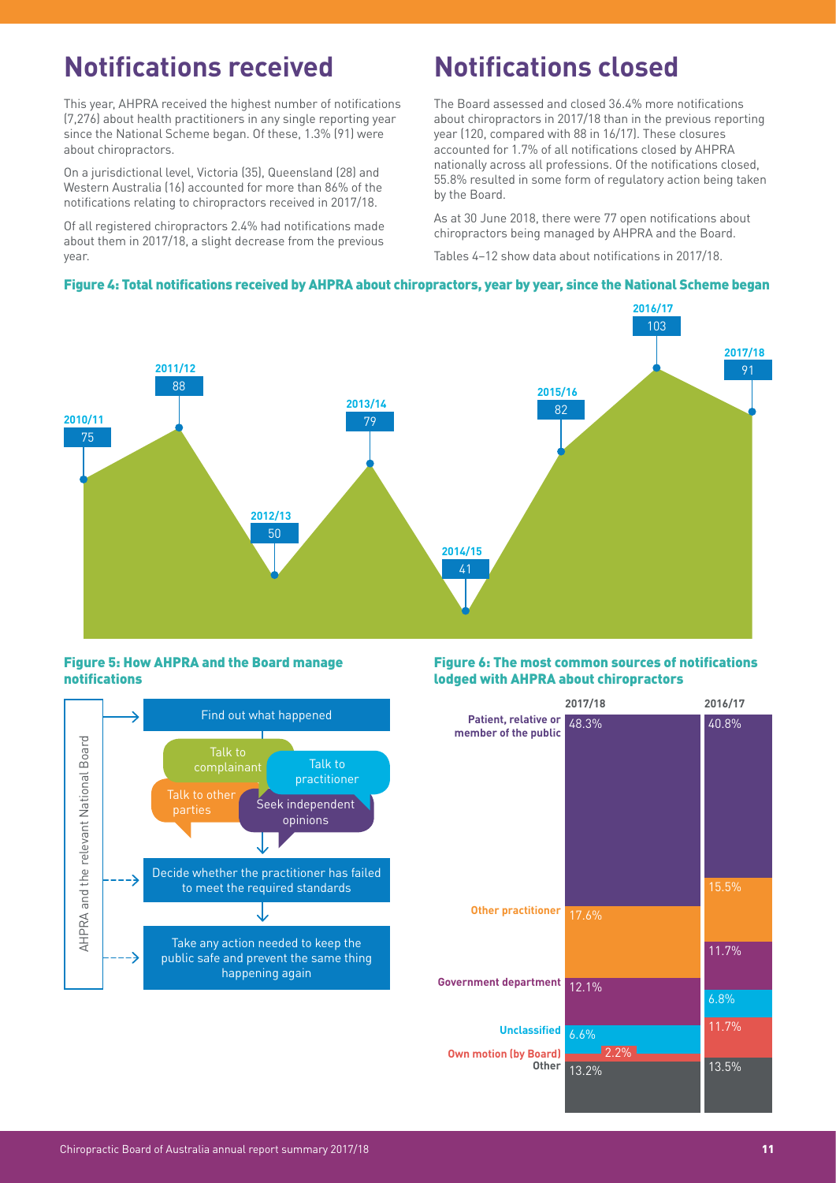## Notifications received

This year, AHPRA received the highest number of notifications (7,276) about health practitioners in any single reporting year since the National Scheme began. Of these, 1.3% (91) were about chiropractors.

On a jurisdictional level, Victoria (35), Queensland (28) and Western Australia (16) accounted for more than 86% of the notifications relating to chiropractors received in 2017/18.

Of all registered chiropractors 2.4% had notifications made about them in 2017/18, a slight decrease from the previous year.

## Notifications closed

The Board assessed and closed 36.4% more notifications about chiropractors in 2017/18 than in the previous reporting year (120, compared with 88 in 16/17). These closures accounted for 1.7% of all notifications closed by AHPRA nationally across all professions. Of the notifications closed, 55.8% resulted in some form of regulatory action being taken by the Board.

As at 30 June 2018, there were 77 open notifications about chiropractors being managed by AHPRA and the Board.

Tables 4–12 show data about notifications in 2017/18.

**Figure 4: Total notifications received by AHPRA about chiropractors, year by year, since the National Scheme began**

| Year | Notifications |
|---|---|
| 2010/11 | 75 |
| 2011/12 | 88 |
| 2012/13 | 50 |
| 2013/14 | 79 |
| 2014/15 | 41 |
| 2015/16 | 82 |
| 2016/17 | 103 |
| 2017/18 | 91 |

**Figure 5: How AHPRA and the Board manage notifications**

AHPRA and the relevant National Board:

- Find out what happened
  - Talk to complainant
  - Talk to practitioner
  - Talk to other parties
  - Seek independent opinions
- Decide whether the practitioner has failed to meet the required standards
- Take any action needed to keep the public safe and prevent the same thing happening again

**Figure 6: The most common sources of notifications lodged with AHPRA about chiropractors**

| Source | 2017/18 | 2016/17 |
|---|---|---|
| Patient, relative or member of the public | 48.3% | 40.8% |
| Other practitioner | 17.6% | 15.5% |
| Government department | 12.1% | 11.7% |
| Unclassified | 6.6% | 6.8% |
| Own motion (by Board) | 2.2% | 11.7% |
| Other | 13.2% | 13.5% |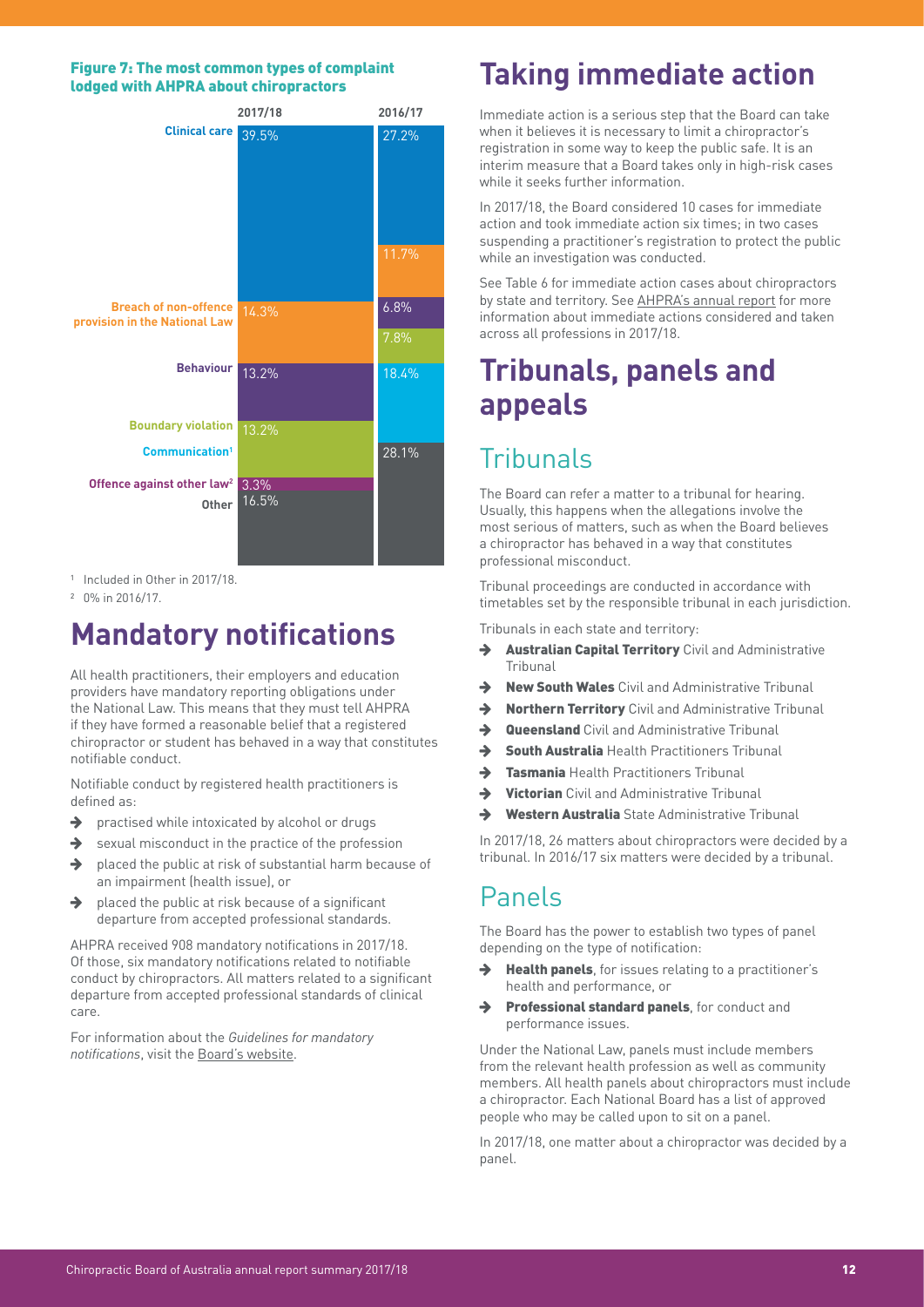#### Figure 7: The most common types of complaint lodged with AHPRA about chiropractors

| Type of complaint | 2017/18 | 2016/17 |
|---|---|---|
| Clinical care | 39.5% | 27.2% |
| Breach of non-offence provision in the National Law | 14.3% | 11.7% |
| Behaviour | 13.2% | 6.8% |
| Boundary violation | 13.2% | 7.8% |
| Communication[1] | | 18.4% |
| Offence against other law[2] | 3.3% | |
| Other | 16.5% | 28.1% |

[1] Included in Other in 2017/18.

[2] 0% in 2016/17.

# Mandatory notifications

All health practitioners, their employers and education providers have mandatory reporting obligations under the National Law. This means that they must tell AHPRA if they have formed a reasonable belief that a registered chiropractor or student has behaved in a way that constitutes notifiable conduct.

Notifiable conduct by registered health practitioners is defined as:

- practised while intoxicated by alcohol or drugs
- sexual misconduct in the practice of the profession
- placed the public at risk of substantial harm because of an impairment (health issue), or
- placed the public at risk because of a significant departure from accepted professional standards.

AHPRA received 908 mandatory notifications in 2017/18. Of those, six mandatory notifications related to notifiable conduct by chiropractors. All matters related to a significant departure from accepted professional standards of clinical care.

For information about the *Guidelines for mandatory notifications*, visit the Board's website.

# Taking immediate action

Immediate action is a serious step that the Board can take when it believes it is necessary to limit a chiropractor's registration in some way to keep the public safe. It is an interim measure that a Board takes only in high-risk cases while it seeks further information.

In 2017/18, the Board considered 10 cases for immediate action and took immediate action six times; in two cases suspending a practitioner's registration to protect the public while an investigation was conducted.

See Table 6 for immediate action cases about chiropractors by state and territory. See AHPRA's annual report for more information about immediate actions considered and taken across all professions in 2017/18.

# Tribunals, panels and appeals

## Tribunals

The Board can refer a matter to a tribunal for hearing. Usually, this happens when the allegations involve the most serious of matters, such as when the Board believes a chiropractor has behaved in a way that constitutes professional misconduct.

Tribunal proceedings are conducted in accordance with timetables set by the responsible tribunal in each jurisdiction.

Tribunals in each state and territory:

- **Australian Capital Territory** Civil and Administrative Tribunal
- **New South Wales** Civil and Administrative Tribunal
- **Northern Territory** Civil and Administrative Tribunal
- **Queensland** Civil and Administrative Tribunal
- **South Australia** Health Practitioners Tribunal
- **Tasmania** Health Practitioners Tribunal
- **Victorian** Civil and Administrative Tribunal
- **Western Australia** State Administrative Tribunal

In 2017/18, 26 matters about chiropractors were decided by a tribunal. In 2016/17 six matters were decided by a tribunal.

## Panels

The Board has the power to establish two types of panel depending on the type of notification:

- **Health panels**, for issues relating to a practitioner's health and performance, or
- **Professional standard panels**, for conduct and performance issues.

Under the National Law, panels must include members from the relevant health profession as well as community members. All health panels about chiropractors must include a chiropractor. Each National Board has a list of approved people who may be called upon to sit on a panel.

In 2017/18, one matter about a chiropractor was decided by a panel.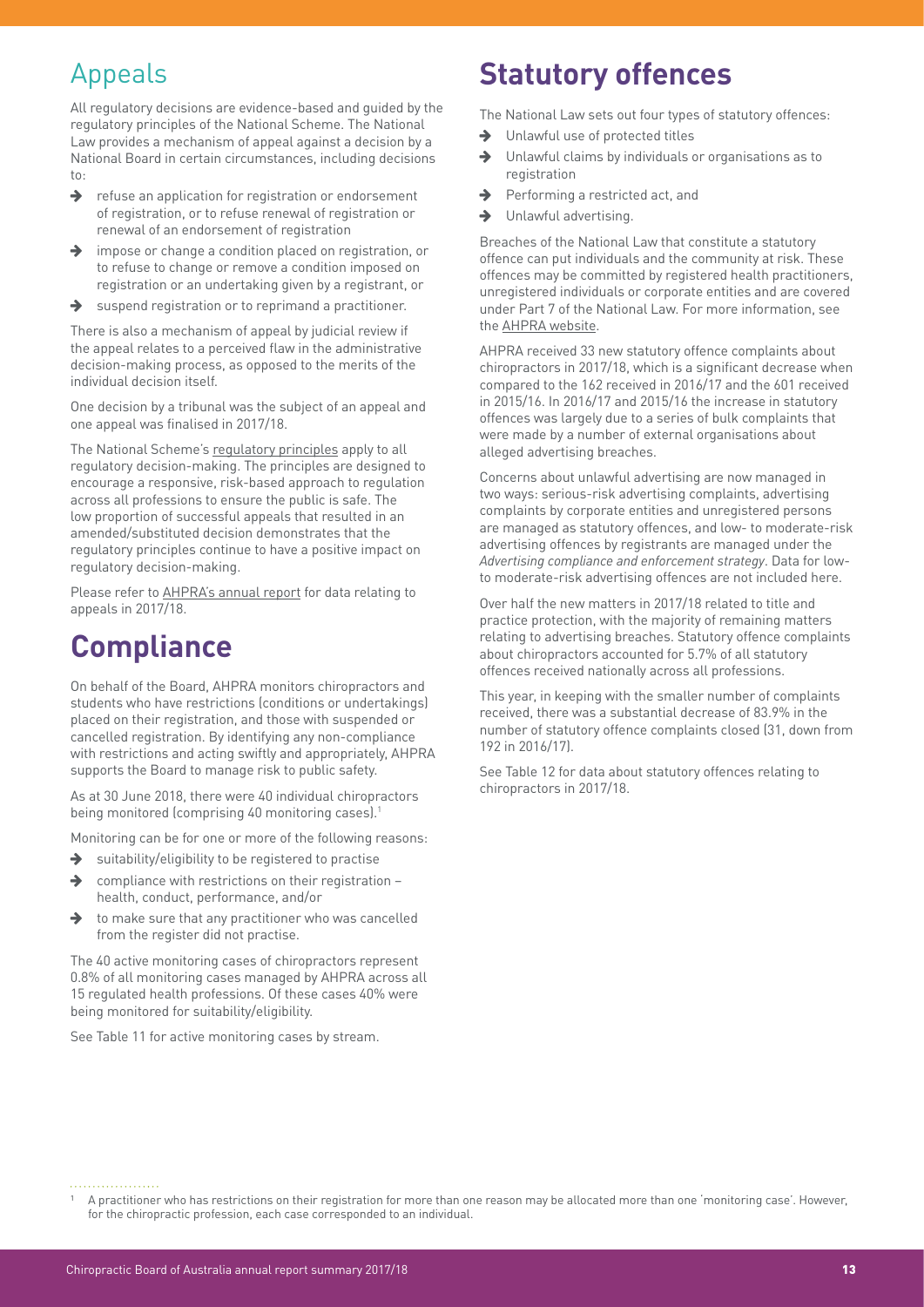## Appeals

All regulatory decisions are evidence-based and guided by the regulatory principles of the National Scheme. The National Law provides a mechanism of appeal against a decision by a National Board in certain circumstances, including decisions to:

- refuse an application for registration or endorsement of registration, or to refuse renewal of registration or renewal of an endorsement of registration
- impose or change a condition placed on registration, or to refuse to change or remove a condition imposed on registration or an undertaking given by a registrant, or
- suspend registration or to reprimand a practitioner.

There is also a mechanism of appeal by judicial review if the appeal relates to a perceived flaw in the administrative decision-making process, as opposed to the merits of the individual decision itself.

One decision by a tribunal was the subject of an appeal and one appeal was finalised in 2017/18.

The National Scheme's regulatory principles apply to all regulatory decision-making. The principles are designed to encourage a responsive, risk-based approach to regulation across all professions to ensure the public is safe. The low proportion of successful appeals that resulted in an amended/substituted decision demonstrates that the regulatory principles continue to have a positive impact on regulatory decision-making.

Please refer to AHPRA's annual report for data relating to appeals in 2017/18.

# Compliance

On behalf of the Board, AHPRA monitors chiropractors and students who have restrictions (conditions or undertakings) placed on their registration, and those with suspended or cancelled registration. By identifying any non-compliance with restrictions and acting swiftly and appropriately, AHPRA supports the Board to manage risk to public safety.

As at 30 June 2018, there were 40 individual chiropractors being monitored (comprising 40 monitoring cases).[1]

Monitoring can be for one or more of the following reasons:

- suitability/eligibility to be registered to practise
- compliance with restrictions on their registration – health, conduct, performance, and/or
- to make sure that any practitioner who was cancelled from the register did not practise.

The 40 active monitoring cases of chiropractors represent 0.8% of all monitoring cases managed by AHPRA across all 15 regulated health professions. Of these cases 40% were being monitored for suitability/eligibility.

See Table 11 for active monitoring cases by stream.

# Statutory offences

The National Law sets out four types of statutory offences:

- Unlawful use of protected titles
- Unlawful claims by individuals or organisations as to registration
- Performing a restricted act, and
- Unlawful advertising.

Breaches of the National Law that constitute a statutory offence can put individuals and the community at risk. These offences may be committed by registered health practitioners, unregistered individuals or corporate entities and are covered under Part 7 of the National Law. For more information, see the AHPRA website.

AHPRA received 33 new statutory offence complaints about chiropractors in 2017/18, which is a significant decrease when compared to the 162 received in 2016/17 and the 601 received in 2015/16. In 2016/17 and 2015/16 the increase in statutory offences was largely due to a series of bulk complaints that were made by a number of external organisations about alleged advertising breaches.

Concerns about unlawful advertising are now managed in two ways: serious-risk advertising complaints, advertising complaints by corporate entities and unregistered persons are managed as statutory offences, and low- to moderate-risk advertising offences by registrants are managed under the *Advertising compliance and enforcement strategy*. Data for low- to moderate-risk advertising offences are not included here.

Over half the new matters in 2017/18 related to title and practice protection, with the majority of remaining matters relating to advertising breaches. Statutory offence complaints about chiropractors accounted for 5.7% of all statutory offences received nationally across all professions.

This year, in keeping with the smaller number of complaints received, there was a substantial decrease of 83.9% in the number of statutory offence complaints closed (31, down from 192 in 2016/17).

See Table 12 for data about statutory offences relating to chiropractors in 2017/18.

[1] A practitioner who has restrictions on their registration for more than one reason may be allocated more than one 'monitoring case'. However, for the chiropractic profession, each case corresponded to an individual.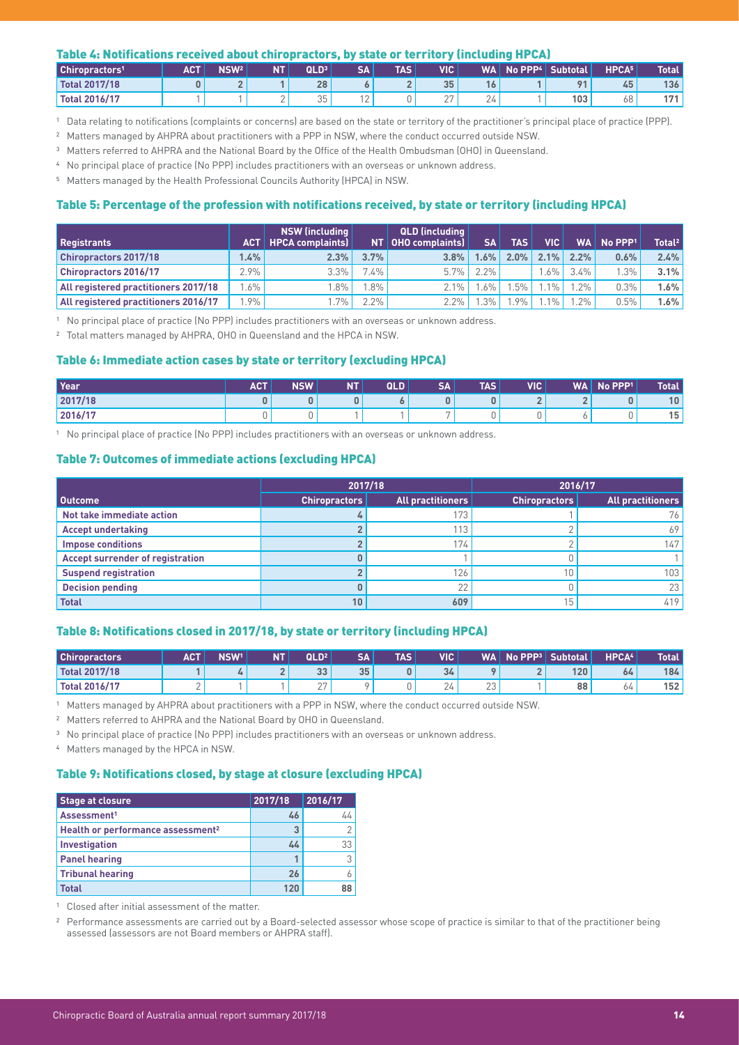### Table 4: Notifications received about chiropractors, by state or territory (including HPCA)

| Chiropractors[1] | ACT | NSW[2] | NT | QLD[3] | SA | TAS | VIC | WA | No PPP[4] | Subtotal | HPCA[5] | Total |
|---|---|---|---|---|---|---|---|---|---|---|---|---|
| Total 2017/18 | 0 | 2 | 1 | 28 | 6 | 2 | 35 | 16 | 1 | 91 | 45 | 136 |
| Total 2016/17 | 1 | 1 | 2 | 35 | 12 | 0 | 27 | 24 | 1 | 103 | 68 | 171 |

1 Data relating to notifications (complaints or concerns) are based on the state or territory of the practitioner's principal place of practice (PPP).

2 Matters managed by AHPRA about practitioners with a PPP in NSW, where the conduct occurred outside NSW.

3 Matters referred to AHPRA and the National Board by the Office of the Health Ombudsman (OHO) in Queensland.

4 No principal place of practice (No PPP) includes practitioners with an overseas or unknown address.

5 Matters managed by the Health Professional Councils Authority (HPCA) in NSW.

### Table 5: Percentage of the profession with notifications received, by state or territory (including HPCA)

| Registrants | ACT | NSW (including HPCA complaints) | NT | QLD (including OHO complaints) | SA | TAS | VIC | WA | No PPP[1] | Total[2] |
|---|---|---|---|---|---|---|---|---|---|---|
| Chiropractors 2017/18 | 1.4% | 2.3% | 3.7% | 3.8% | 1.6% | 2.0% | 2.1% | 2.2% | 0.6% | 2.4% |
| Chiropractors 2016/17 | 2.9% | 3.3% | 7.4% | 5.7% | 2.2% | | 1.6% | 3.4% | 1.3% | 3.1% |
| All registered practitioners 2017/18 | 1.6% | 1.8% | 1.8% | 2.1% | 1.6% | 1.5% | 1.1% | 1.2% | 0.3% | 1.6% |
| All registered practitioners 2016/17 | 1.9% | 1.7% | 2.2% | 2.2% | 1.3% | 1.9% | 1.1% | 1.2% | 0.5% | 1.6% |

1 No principal place of practice (No PPP) includes practitioners with an overseas or unknown address.

2 Total matters managed by AHPRA, OHO in Queensland and the HPCA in NSW.

### Table 6: Immediate action cases by state or territory (excluding HPCA)

| Year | ACT | NSW | NT | QLD | SA | TAS | VIC | WA | No PPP[1] | Total |
|---|---|---|---|---|---|---|---|---|---|---|
| 2017/18 | 0 | 0 | 0 | 6 | 0 | 0 | 2 | 2 | 0 | 10 |
| 2016/17 | 0 | 0 | 1 | 1 | 7 | 0 | 0 | 6 | 0 | 15 |

1 No principal place of practice (No PPP) includes practitioners with an overseas or unknown address.

### Table 7: Outcomes of immediate actions (excluding HPCA)

| | 2017/18 | | 2016/17 | |
|---|---|---|---|---|
| Outcome | Chiropractors | All practitioners | Chiropractors | All practitioners |
| Not take immediate action | 4 | 173 | 1 | 76 |
| Accept undertaking | 2 | 113 | 2 | 69 |
| Impose conditions | 2 | 174 | 2 | 147 |
| Accept surrender of registration | 0 | 1 | 0 | 1 |
| Suspend registration | 2 | 126 | 10 | 103 |
| Decision pending | 0 | 22 | 0 | 23 |
| Total | 10 | 609 | 15 | 419 |

### Table 8: Notifications closed in 2017/18, by state or territory (including HPCA)

| Chiropractors | ACT | NSW[1] | NT | QLD[2] | SA | TAS | VIC | WA | No PPP[3] | Subtotal | HPCA[4] | Total |
|---|---|---|---|---|---|---|---|---|---|---|---|---|
| Total 2017/18 | 1 | 4 | 2 | 33 | 35 | 0 | 34 | 9 | 2 | 120 | 64 | 184 |
| Total 2016/17 | 2 | 1 | 1 | 27 | 9 | 0 | 24 | 23 | 1 | 88 | 64 | 152 |

1 Matters managed by AHPRA about practitioners with a PPP in NSW, where the conduct occurred outside NSW.

2 Matters referred to AHPRA and the National Board by OHO in Queensland.

3 No principal place of practice (No PPP) includes practitioners with an overseas or unknown address.

4 Matters managed by the HPCA in NSW.

### Table 9: Notifications closed, by stage at closure (excluding HPCA)

| Stage at closure | 2017/18 | 2016/17 |
|---|---|---|
| Assessment[1] | 46 | 44 |
| Health or performance assessment[2] | 3 | 2 |
| Investigation | 44 | 33 |
| Panel hearing | 1 | 3 |
| Tribunal hearing | 26 | 6 |
| Total | 120 | 88 |

1 Closed after initial assessment of the matter.

2 Performance assessments are carried out by a Board-selected assessor whose scope of practice is similar to that of the practitioner being assessed (assessors are not Board members or AHPRA staff).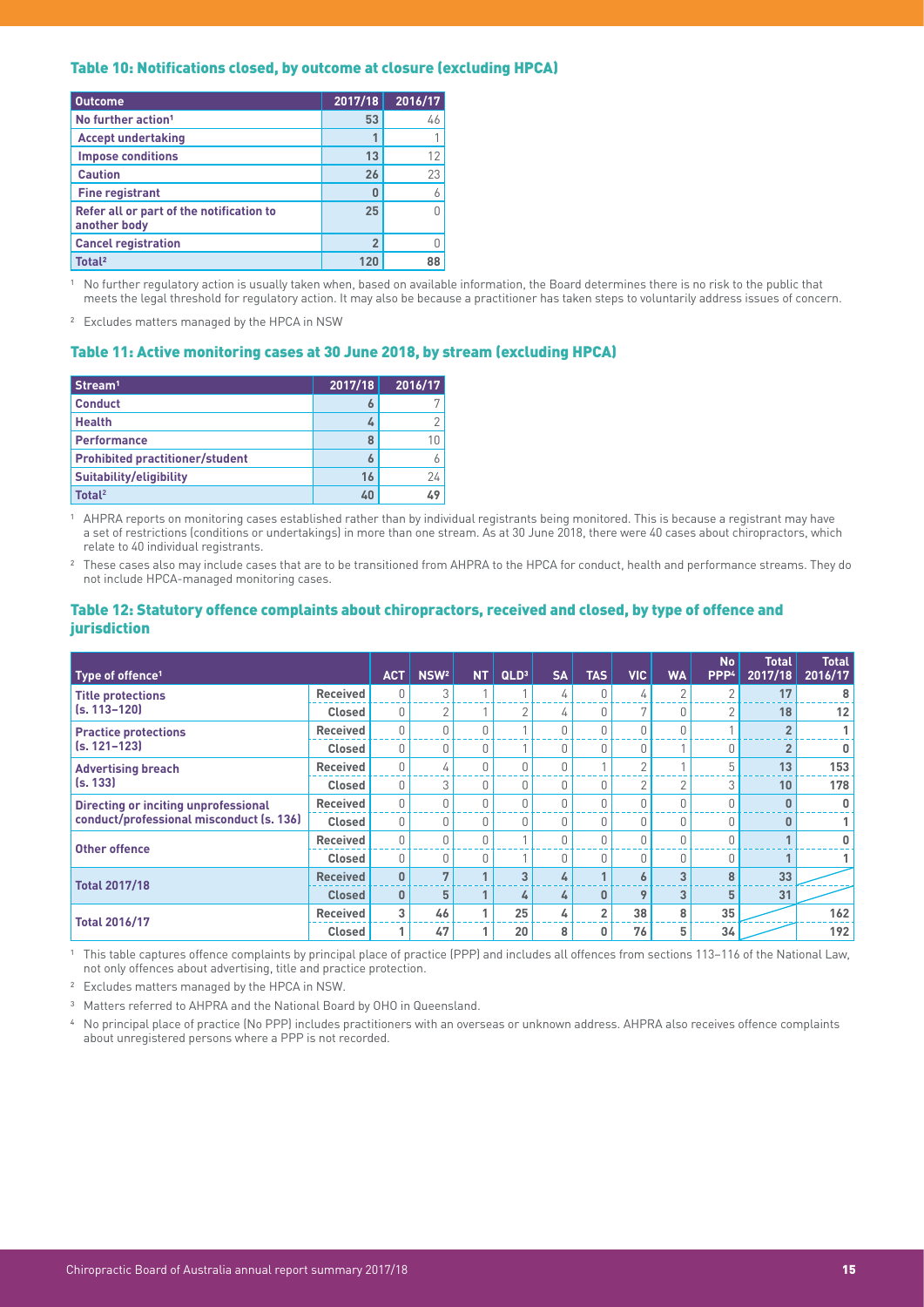### Table 10: Notifications closed, by outcome at closure (excluding HPCA)

| Outcome | 2017/18 | 2016/17 |
|---|---|---|
| No further action[1] | 53 | 46 |
| Accept undertaking | 1 | 1 |
| Impose conditions | 13 | 12 |
| Caution | 26 | 23 |
| Fine registrant | 0 | 6 |
| Refer all or part of the notification to another body | 25 | 0 |
| Cancel registration | 2 | 0 |
| Total[2] | 120 | 88 |

[1] No further regulatory action is usually taken when, based on available information, the Board determines there is no risk to the public that meets the legal threshold for regulatory action. It may also be because a practitioner has taken steps to voluntarily address issues of concern.

[2] Excludes matters managed by the HPCA in NSW

### Table 11: Active monitoring cases at 30 June 2018, by stream (excluding HPCA)

| Stream[1] | 2017/18 | 2016/17 |
|---|---|---|
| Conduct | 6 | 7 |
| Health | 4 | 2 |
| Performance | 8 | 10 |
| Prohibited practitioner/student | 6 | 6 |
| Suitability/eligibility | 16 | 24 |
| Total[2] | 40 | 49 |

[1] AHPRA reports on monitoring cases established rather than by individual registrants being monitored. This is because a registrant may have a set of restrictions (conditions or undertakings) in more than one stream. As at 30 June 2018, there were 40 cases about chiropractors, which relate to 40 individual registrants.

[2] These cases also may include cases that are to be transitioned from AHPRA to the HPCA for conduct, health and performance streams. They do not include HPCA-managed monitoring cases.

### Table 12: Statutory offence complaints about chiropractors, received and closed, by type of offence and jurisdiction

| Type of offence[1] | | ACT | NSW[2] | NT | QLD[3] | SA | TAS | VIC | WA | No PPP[4] | Total 2017/18 | Total 2016/17 |
|---|---|---|---|---|---|---|---|---|---|---|---|---|
| Title protections (s. 113–120) | Received | 0 | 3 | 1 | 1 | 4 | 0 | 4 | 2 | 2 | 17 | 8 |
| | Closed | 0 | 2 | 1 | 2 | 4 | 0 | 7 | 0 | 2 | 18 | 12 |
| Practice protections (s. 121–123) | Received | 0 | 0 | 0 | 1 | 0 | 0 | 0 | 0 | 1 | 2 | 1 |
| | Closed | 0 | 0 | 0 | 1 | 0 | 0 | 0 | 1 | 0 | 2 | 0 |
| Advertising breach (s. 133) | Received | 0 | 4 | 0 | 0 | 0 | 1 | 2 | 1 | 5 | 13 | 153 |
| | Closed | 0 | 3 | 0 | 0 | 0 | 0 | 2 | 2 | 3 | 10 | 178 |
| Directing or inciting unprofessional conduct/professional misconduct (s. 136) | Received | 0 | 0 | 0 | 0 | 0 | 0 | 0 | 0 | 0 | 0 | 0 |
| | Closed | 0 | 0 | 0 | 0 | 0 | 0 | 0 | 0 | 0 | 0 | 1 |
| Other offence | Received | 0 | 0 | 0 | 1 | 0 | 0 | 0 | 0 | 0 | 1 | 0 |
| | Closed | 0 | 0 | 0 | 1 | 0 | 0 | 0 | 0 | 0 | 1 | 1 |
| Total 2017/18 | Received | 0 | 7 | 1 | 3 | 4 | 1 | 6 | 3 | 8 | 33 | |
| | Closed | 0 | 5 | 1 | 4 | 4 | 0 | 9 | 3 | 5 | 31 | |
| Total 2016/17 | Received | 3 | 46 | 1 | 25 | 4 | 2 | 38 | 8 | 35 | | 162 |
| | Closed | 1 | 47 | 1 | 20 | 8 | 0 | 76 | 5 | 34 | | 192 |

[1] This table captures offence complaints by principal place of practice (PPP) and includes all offences from sections 113–116 of the National Law, not only offences about advertising, title and practice protection.

[2] Excludes matters managed by the HPCA in NSW.

[3] Matters referred to AHPRA and the National Board by OHO in Queensland.

[4] No principal place of practice (No PPP) includes practitioners with an overseas or unknown address. AHPRA also receives offence complaints about unregistered persons where a PPP is not recorded.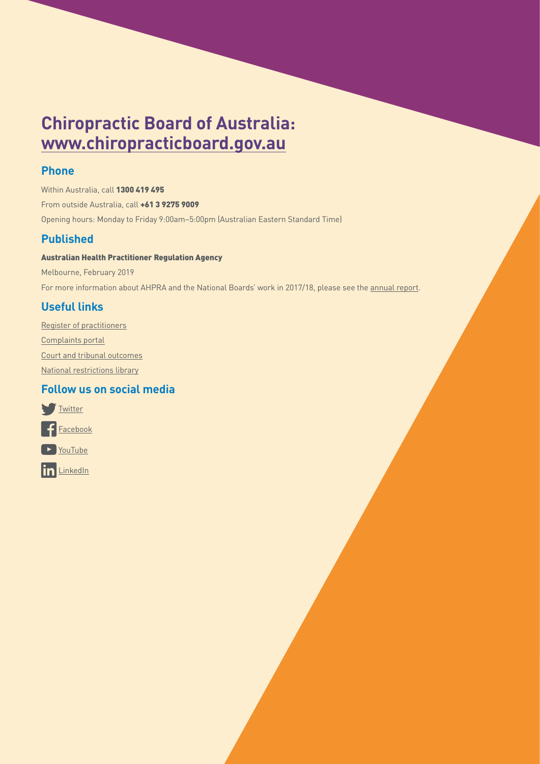# Chiropractic Board of Australia: www.chiropracticboard.gov.au

## Phone

Within Australia, call **1300 419 495**

From outside Australia, call **+61 3 9275 9009**

Opening hours: Monday to Friday 9:00am–5:00pm (Australian Eastern Standard Time)

## Published

**Australian Health Practitioner Regulation Agency**

Melbourne, February 2019

For more information about AHPRA and the National Boards' work in 2017/18, please see the annual report.

## Useful links

Register of practitioners

Complaints portal

Court and tribunal outcomes

National restrictions library

## Follow us on social media

Twitter

Facebook

YouTube

LinkedIn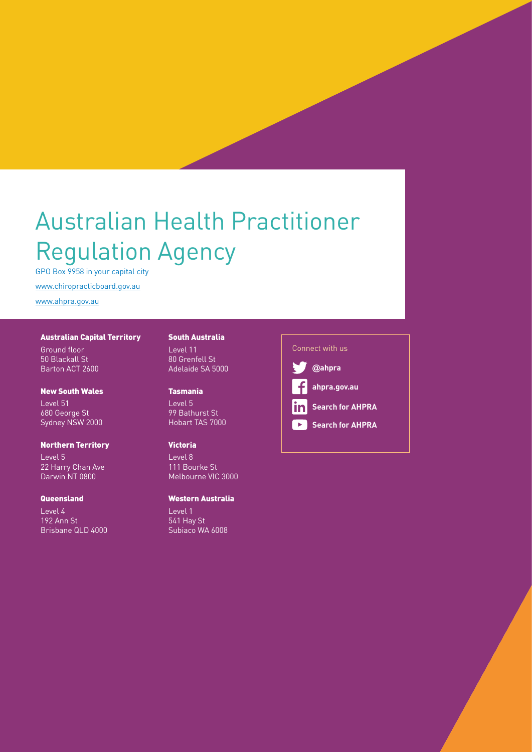# Australian Health Practitioner Regulation Agency

GPO Box 9958 in your capital city

www.chiropracticboard.gov.au

www.ahpra.gov.au

**Australian Capital Territory**

Ground floor
50 Blackall St
Barton ACT 2600

**New South Wales**

Level 51
680 George St
Sydney NSW 2000

**Northern Territory**

Level 5
22 Harry Chan Ave
Darwin NT 0800

**Queensland**

Level 4
192 Ann St
Brisbane QLD 4000

**South Australia**

Level 11
80 Grenfell St
Adelaide SA 5000

**Tasmania**

Level 5
99 Bathurst St
Hobart TAS 7000

**Victoria**

Level 8
111 Bourke St
Melbourne VIC 3000

**Western Australia**

Level 1
541 Hay St
Subiaco WA 6008

Connect with us

**@ahpra**

**ahpra.gov.au**

**Search for AHPRA**

**Search for AHPRA**